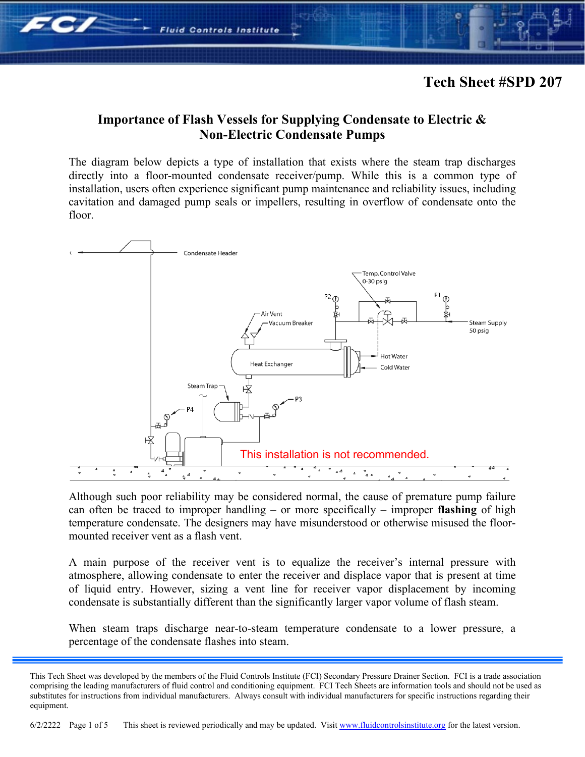# Tech Sheet #SPD 207

## Importance of Flash Vessels for Supplying Condensate to Electric & Non-Electric Condensate Pumps

The diagram below depicts a type of installation that exists where the steam trap discharges directly into a floor-mounted condensate receiver/pump. While this is a common type of installation, users often experience significant pump maintenance and reliability issues, including cavitation and damaged pump seals or impellers, resulting in overflow of condensate onto the floor.

Condensate Header

Temp. Control Valve 0-30 psig

P2

P1

Air Vent

Vacuum Breaker

Steam Supply 50 psig

Heat Exchanger

Hot Water

Cold Water

Steam Trap

P3

P4

This installation is not recommended.

Although such poor reliability may be considered normal, the cause of premature pump failure can often be traced to improper handling – or more specifically – improper **flashing** of high temperature condensate. The designers may have misunderstood or otherwise misused the floor-mounted receiver vent as a flash vent.

A main purpose of the receiver vent is to equalize the receiver's internal pressure with atmosphere, allowing condensate to enter the receiver and displace vapor that is present at time of liquid entry. However, sizing a vent line for receiver vapor displacement by incoming condensate is substantially different than the significantly larger vapor volume of flash steam.

When steam traps discharge near-to-steam temperature condensate to a lower pressure, a percentage of the condensate flashes into steam.

This Tech Sheet was developed by the members of the Fluid Controls Institute (FCI) Secondary Pressure Drainer Section. FCI is a trade association comprising the leading manufacturers of fluid control and conditioning equipment. FCI Tech Sheets are information tools and should not be used as substitutes for instructions from individual manufacturers. Always consult with individual manufacturers for specific instructions regarding their equipment.

6/2/2222 This sheet is reviewed periodically and may be updated. Visit www.fluidcontrolsinstitute.org for the latest version.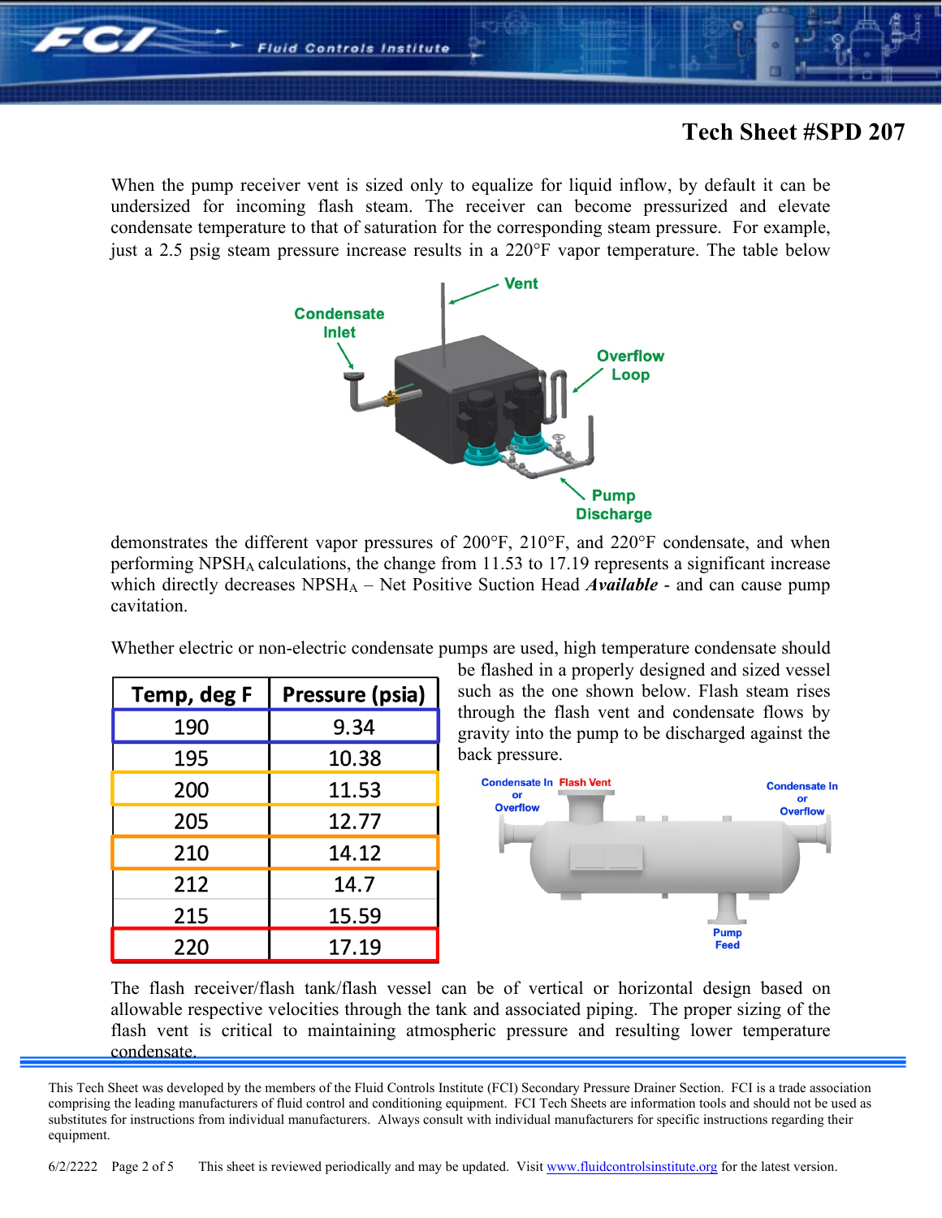# Tech Sheet #SPD 207

When the pump receiver vent is sized only to equalize for liquid inflow, by default it can be undersized for incoming flash steam. The receiver can become pressurized and elevate condensate temperature to that of saturation for the corresponding steam pressure. For example, just a 2.5 psig steam pressure increase results in a 220°F vapor temperature. The table below demonstrates the different vapor pressures of 200°F, 210°F, and 220°F condensate, and when performing $NPSH_A$ calculations, the change from 11.53 to 17.19 represents a significant increase which directly decreases $NPSH_A$ – Net Positive Suction Head ***Available*** - and can cause pump cavitation.

Whether electric or non-electric condensate pumps are used, high temperature condensate should be flashed in a properly designed and sized vessel such as the one shown below. Flash steam rises through the flash vent and condensate flows by gravity into the pump to be discharged against the back pressure.

| Temp, deg F | Pressure (psia) |
|---|---|
| 190 | 9.34 |
| 195 | 10.38 |
| 200 | 11.53 |
| 205 | 12.77 |
| 210 | 14.12 |
| 212 | 14.7 |
| 215 | 15.59 |
| 220 | 17.19 |

The flash receiver/flash tank/flash vessel can be of vertical or horizontal design based on allowable respective velocities through the tank and associated piping. The proper sizing of the flash vent is critical to maintaining atmospheric pressure and resulting lower temperature condensate.

This Tech Sheet was developed by the members of the Fluid Controls Institute (FCI) Secondary Pressure Drainer Section. FCI is a trade association comprising the leading manufacturers of fluid control and conditioning equipment. FCI Tech Sheets are information tools and should not be used as substitutes for instructions from individual manufacturers. Always consult with individual manufacturers for specific instructions regarding their equipment.

This sheet is reviewed periodically and may be updated. Visit www.fluidcontrolsinstitute.org for the latest version.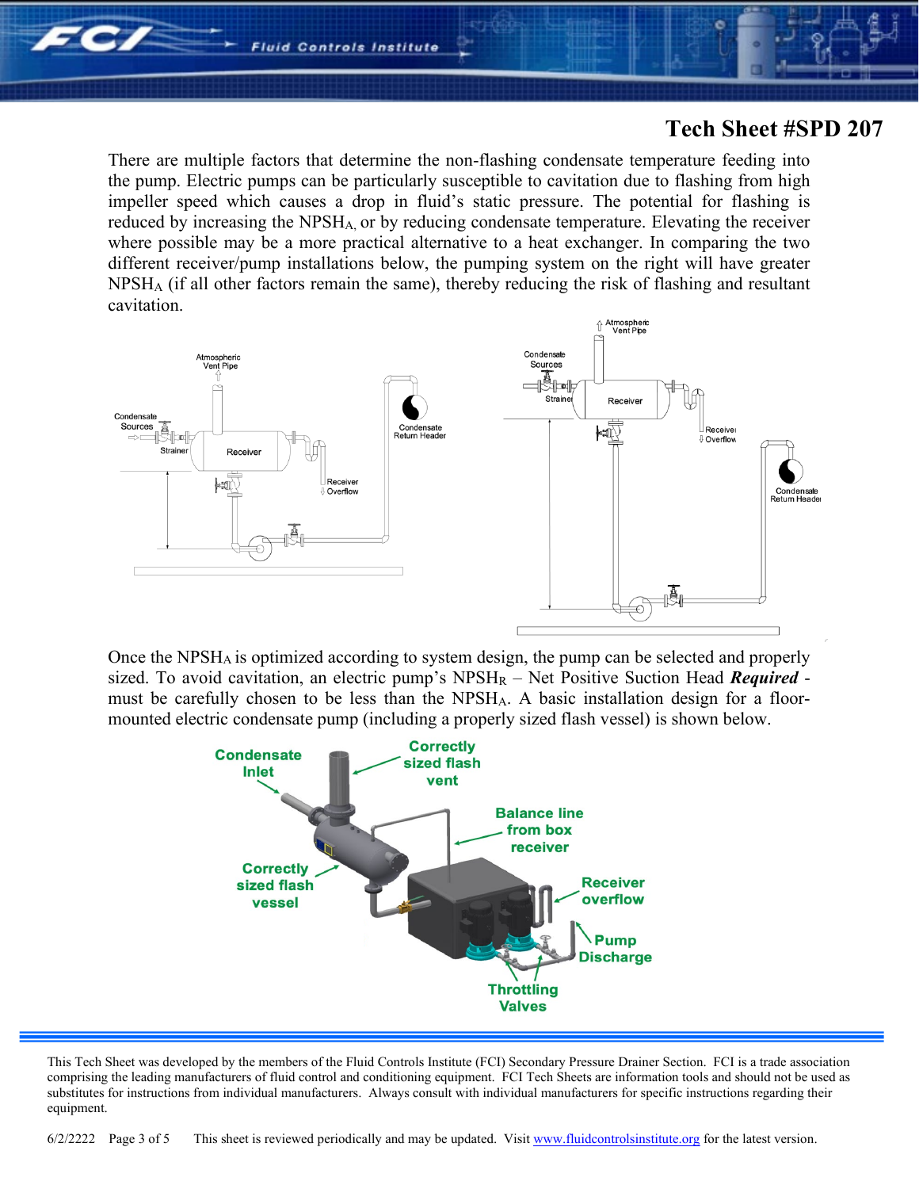## Tech Sheet #SPD 207

There are multiple factors that determine the non-flashing condensate temperature feeding into the pump. Electric pumps can be particularly susceptible to cavitation due to flashing from high impeller speed which causes a drop in fluid's static pressure. The potential for flashing is reduced by increasing the $NPSH_A$, or by reducing condensate temperature. Elevating the receiver where possible may be a more practical alternative to a heat exchanger. In comparing the two different receiver/pump installations below, the pumping system on the right will have greater $NPSH_A$ (if all other factors remain the same), thereby reducing the risk of flashing and resultant cavitation.

Once the $NPSH_A$ is optimized according to system design, the pump can be selected and properly sized. To avoid cavitation, an electric pump's $NPSH_R$ – Net Positive Suction Head ***Required*** - must be carefully chosen to be less than the $NPSH_A$. A basic installation design for a floor-mounted electric condensate pump (including a properly sized flash vessel) is shown below.

This Tech Sheet was developed by the members of the Fluid Controls Institute (FCI) Secondary Pressure Drainer Section. FCI is a trade association comprising the leading manufacturers of fluid control and conditioning equipment. FCI Tech Sheets are information tools and should not be used as substitutes for instructions from individual manufacturers. Always consult with individual manufacturers for specific instructions regarding their equipment.

6/2/2222 This sheet is reviewed periodically and may be updated. Visit www.fluidcontrolsinstitute.org for the latest version.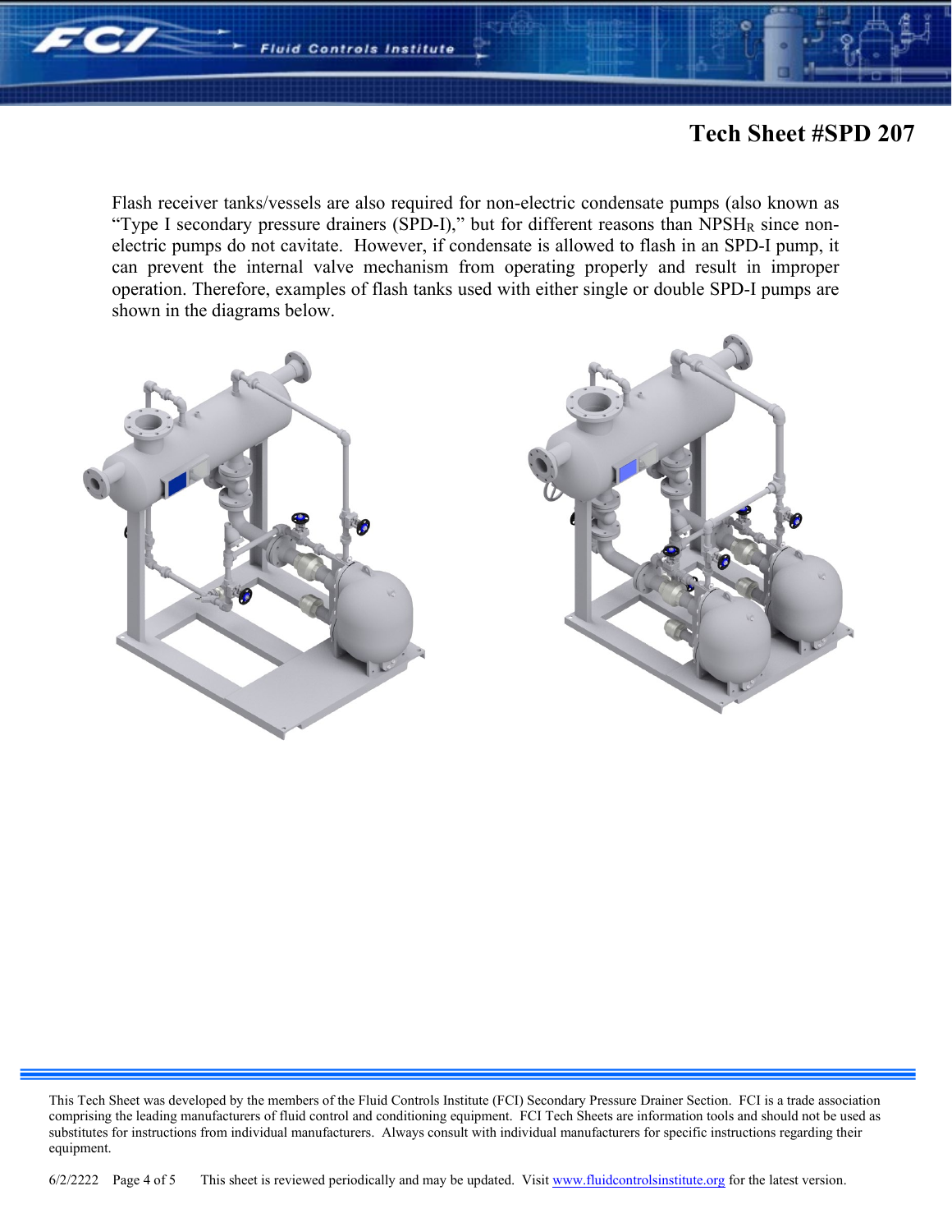## Tech Sheet #SPD 207

Flash receiver tanks/vessels are also required for non-electric condensate pumps (also known as "Type I secondary pressure drainers (SPD-I)," but for different reasons than $NPSH_R$ since non-electric pumps do not cavitate. However, if condensate is allowed to flash in an SPD-I pump, it can prevent the internal valve mechanism from operating properly and result in improper operation. Therefore, examples of flash tanks used with either single or double SPD-I pumps are shown in the diagrams below.

This Tech Sheet was developed by the members of the Fluid Controls Institute (FCI) Secondary Pressure Drainer Section. FCI is a trade association comprising the leading manufacturers of fluid control and conditioning equipment. FCI Tech Sheets are information tools and should not be used as substitutes for instructions from individual manufacturers. Always consult with individual manufacturers for specific instructions regarding their equipment.

6/2/2222 This sheet is reviewed periodically and may be updated. Visit www.fluidcontrolsinstitute.org for the latest version.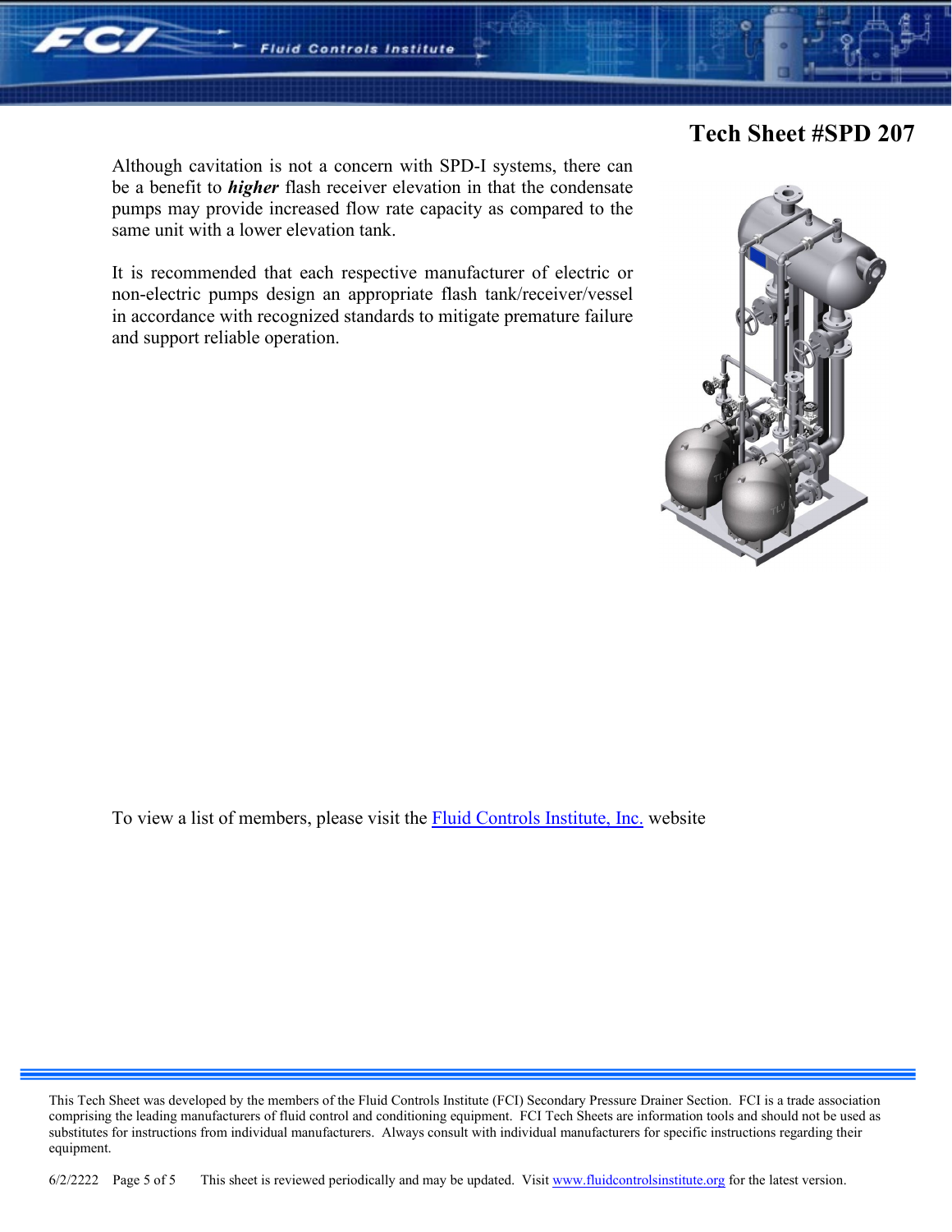Although cavitation is not a concern with SPD-I systems, there can be a benefit to ***higher*** flash receiver elevation in that the condensate pumps may provide increased flow rate capacity as compared to the same unit with a lower elevation tank.

It is recommended that each respective manufacturer of electric or non-electric pumps design an appropriate flash tank/receiver/vessel in accordance with recognized standards to mitigate premature failure and support reliable operation.

To view a list of members, please visit the [Fluid Controls Institute, Inc.](http://www.fluidcontrolsinstitute.org) website

This Tech Sheet was developed by the members of the Fluid Controls Institute (FCI) Secondary Pressure Drainer Section. FCI is a trade association comprising the leading manufacturers of fluid control and conditioning equipment. FCI Tech Sheets are information tools and should not be used as substitutes for instructions from individual manufacturers. Always consult with individual manufacturers for specific instructions regarding their equipment.

6/2/2222 This sheet is reviewed periodically and may be updated. Visit www.fluidcontrolsinstitute.org for the latest version.